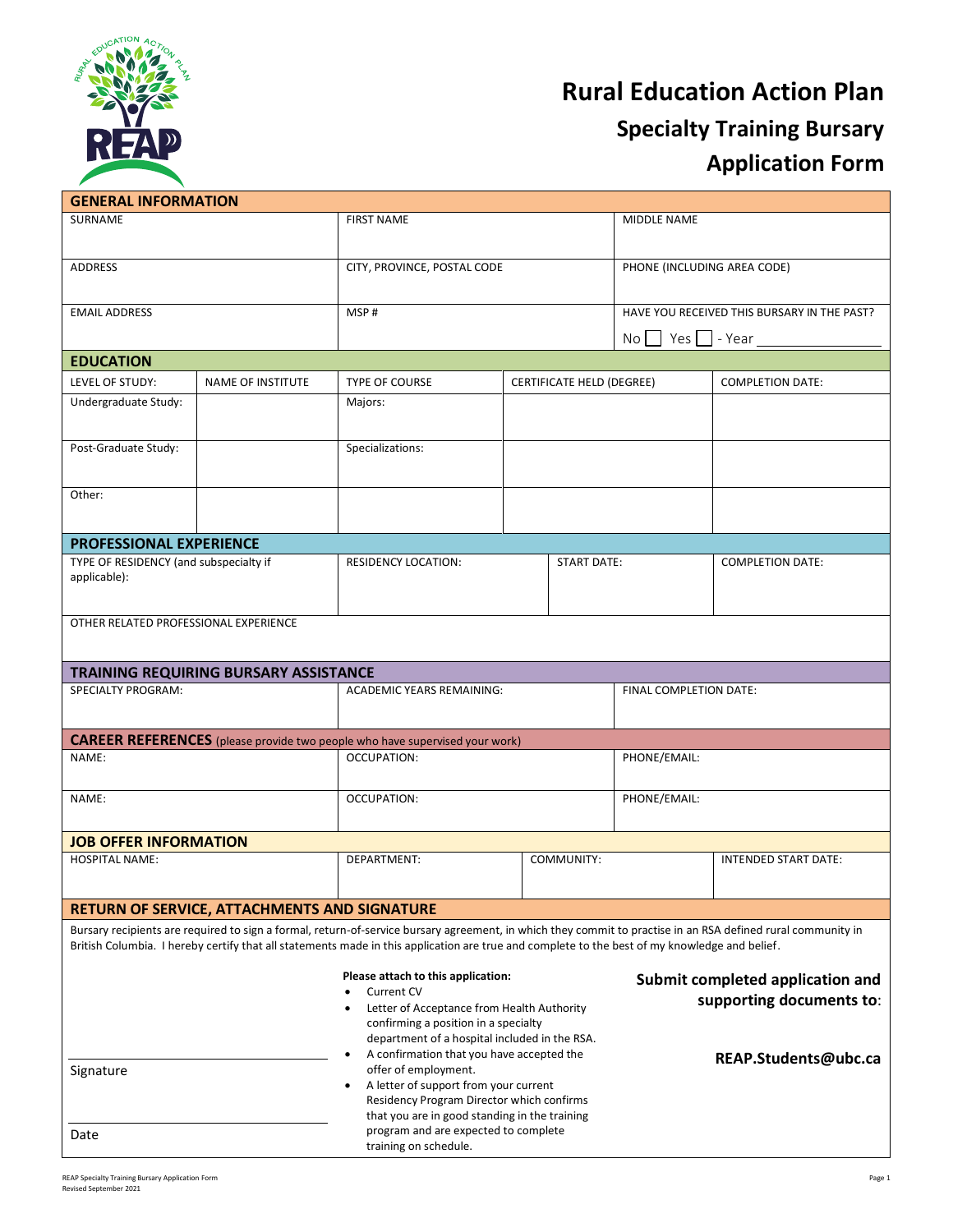# Rural Education Action Plan

## Specialty Training Bursary

## Application Form

### GENERAL INFORMATION

| SURNAME | FIRST NAME | MIDDLE NAME |
|---|---|---|
| | | |
| ADDRESS | CITY, PROVINCE, POSTAL CODE | PHONE (INCLUDING AREA CODE) |
| | | |
| EMAIL ADDRESS | MSP # | HAVE YOU RECEIVED THIS BURSARY IN THE PAST? |
| | | No ☐ Yes ☐ - Year ________ |

### EDUCATION

| LEVEL OF STUDY: | NAME OF INSTITUTE | TYPE OF COURSE | CERTIFICATE HELD (DEGREE) | COMPLETION DATE: |
|---|---|---|---|---|
| Undergraduate Study: | | Majors: | | |
| Post-Graduate Study: | | Specializations: | | |
| Other: | | | | |

### PROFESSIONAL EXPERIENCE

| TYPE OF RESIDENCY (and subspecialty if applicable): | RESIDENCY LOCATION: | START DATE: | COMPLETION DATE: |
|---|---|---|---|
| | | | |

OTHER RELATED PROFESSIONAL EXPERIENCE

### TRAINING REQUIRING BURSARY ASSISTANCE

| SPECIALTY PROGRAM: | ACADEMIC YEARS REMAINING: | FINAL COMPLETION DATE: |
|---|---|---|
| | | |

### CAREER REFERENCES (please provide two people who have supervised your work)

| NAME: | OCCUPATION: | PHONE/EMAIL: |
|---|---|---|
| | | |
| NAME: | OCCUPATION: | PHONE/EMAIL: |
| | | |

### JOB OFFER INFORMATION

| HOSPITAL NAME: | DEPARTMENT: | COMMUNITY: | INTENDED START DATE: |
|---|---|---|---|
| | | | |

### RETURN OF SERVICE, ATTACHMENTS AND SIGNATURE

Bursary recipients are required to sign a formal, return-of-service bursary agreement, in which they commit to practise in an RSA defined rural community in British Columbia. I hereby certify that all statements made in this application are true and complete to the best of my knowledge and belief.

____________________
Signature

____________________
Date

**Please attach to this application:**

- Current CV
- Letter of Acceptance from Health Authority confirming a position in a specialty department of a hospital included in the RSA.
- A confirmation that you have accepted the offer of employment.
- A letter of support from your current Residency Program Director which confirms that you are in good standing in the training program and are expected to complete training on schedule.

**Submit completed application and supporting documents to:**

**REAP.Students@ubc.ca**

REAP Specialty Training Bursary Application Form
Revised September 2021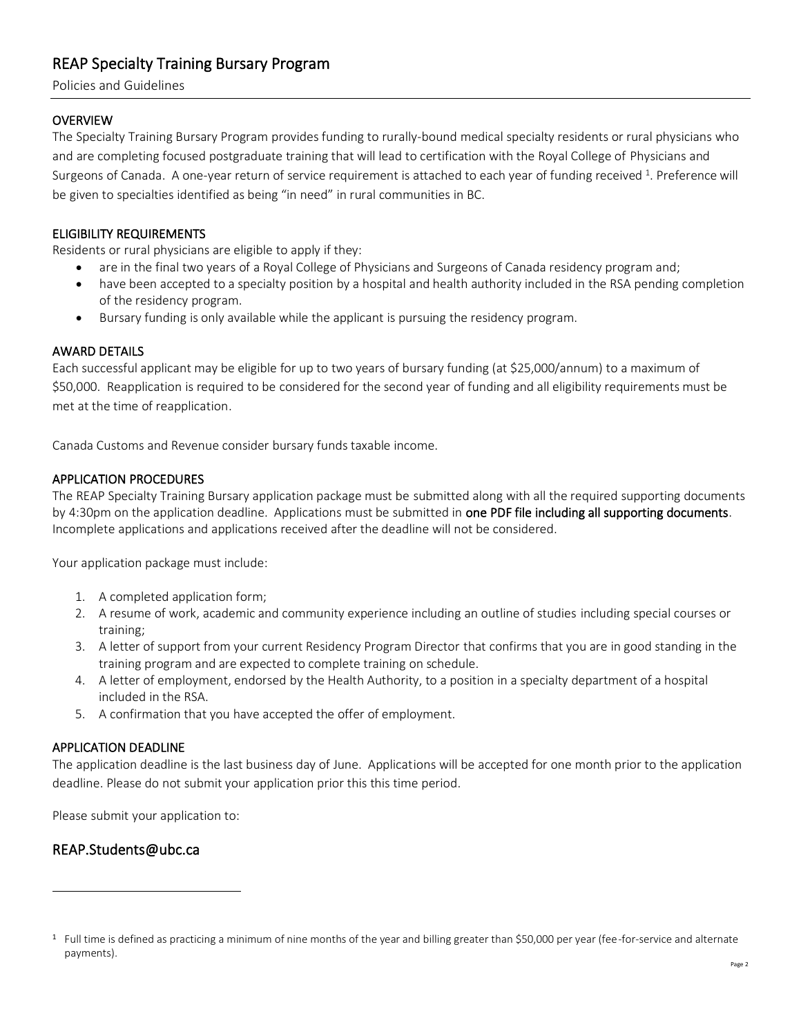# REAP Specialty Training Bursary Program

Policies and Guidelines

## OVERVIEW

The Specialty Training Bursary Program provides funding to rurally-bound medical specialty residents or rural physicians who and are completing focused postgraduate training that will lead to certification with the Royal College of Physicians and Surgeons of Canada. A one-year return of service requirement is attached to each year of funding received [1]. Preference will be given to specialties identified as being "in need" in rural communities in BC.

## ELIGIBILITY REQUIREMENTS

Residents or rural physicians are eligible to apply if they:

- are in the final two years of a Royal College of Physicians and Surgeons of Canada residency program and;
- have been accepted to a specialty position by a hospital and health authority included in the RSA pending completion of the residency program.
- Bursary funding is only available while the applicant is pursuing the residency program.

## AWARD DETAILS

Each successful applicant may be eligible for up to two years of bursary funding (at $25,000/annum) to a maximum of $50,000. Reapplication is required to be considered for the second year of funding and all eligibility requirements must be met at the time of reapplication.

Canada Customs and Revenue consider bursary funds taxable income.

## APPLICATION PROCEDURES

The REAP Specialty Training Bursary application package must be submitted along with all the required supporting documents by 4:30pm on the application deadline. Applications must be submitted in **one PDF file including all supporting documents**. Incomplete applications and applications received after the deadline will not be considered.

Your application package must include:

1. A completed application form;
2. A resume of work, academic and community experience including an outline of studies including special courses or training;
3. A letter of support from your current Residency Program Director that confirms that you are in good standing in the training program and are expected to complete training on schedule.
4. A letter of employment, endorsed by the Health Authority, to a position in a specialty department of a hospital included in the RSA.
5. A confirmation that you have accepted the offer of employment.

## APPLICATION DEADLINE

The application deadline is the last business day of June. Applications will be accepted for one month prior to the application deadline. Please do not submit your application prior this this time period.

Please submit your application to:

## REAP.Students@ubc.ca

---

[1] Full time is defined as practicing a minimum of nine months of the year and billing greater than $50,000 per year (fee-for-service and alternate payments).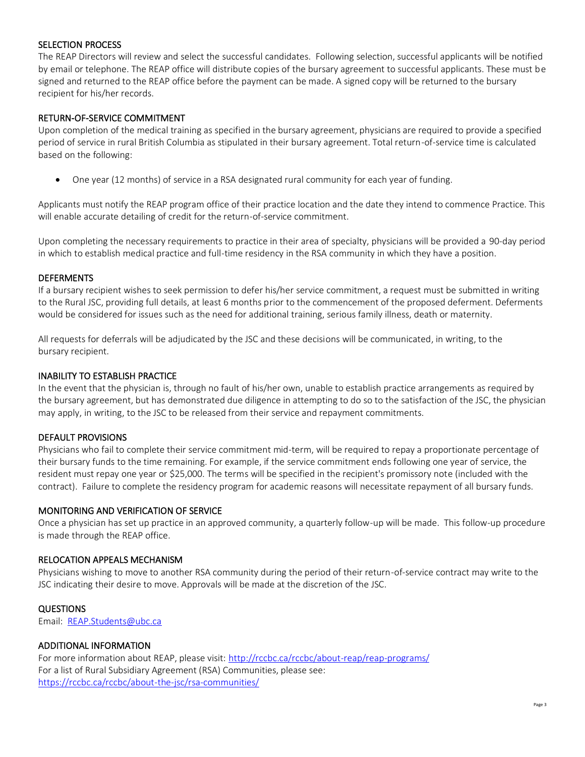## SELECTION PROCESS

The REAP Directors will review and select the successful candidates. Following selection, successful applicants will be notified by email or telephone. The REAP office will distribute copies of the bursary agreement to successful applicants. These must be signed and returned to the REAP office before the payment can be made. A signed copy will be returned to the bursary recipient for his/her records.

## RETURN-OF-SERVICE COMMITMENT

Upon completion of the medical training as specified in the bursary agreement, physicians are required to provide a specified period of service in rural British Columbia as stipulated in their bursary agreement. Total return-of-service time is calculated based on the following:

- One year (12 months) of service in a RSA designated rural community for each year of funding.

Applicants must notify the REAP program office of their practice location and the date they intend to commence Practice. This will enable accurate detailing of credit for the return-of-service commitment.

Upon completing the necessary requirements to practice in their area of specialty, physicians will be provided a 90-day period in which to establish medical practice and full-time residency in the RSA community in which they have a position.

## DEFERMENTS

If a bursary recipient wishes to seek permission to defer his/her service commitment, a request must be submitted in writing to the Rural JSC, providing full details, at least 6 months prior to the commencement of the proposed deferment. Deferments would be considered for issues such as the need for additional training, serious family illness, death or maternity.

All requests for deferrals will be adjudicated by the JSC and these decisions will be communicated, in writing, to the bursary recipient.

## INABILITY TO ESTABLISH PRACTICE

In the event that the physician is, through no fault of his/her own, unable to establish practice arrangements as required by the bursary agreement, but has demonstrated due diligence in attempting to do so to the satisfaction of the JSC, the physician may apply, in writing, to the JSC to be released from their service and repayment commitments.

## DEFAULT PROVISIONS

Physicians who fail to complete their service commitment mid-term, will be required to repay a proportionate percentage of their bursary funds to the time remaining. For example, if the service commitment ends following one year of service, the resident must repay one year or $25,000. The terms will be specified in the recipient's promissory note (included with the contract). Failure to complete the residency program for academic reasons will necessitate repayment of all bursary funds.

## MONITORING AND VERIFICATION OF SERVICE

Once a physician has set up practice in an approved community, a quarterly follow-up will be made. This follow-up procedure is made through the REAP office.

## RELOCATION APPEALS MECHANISM

Physicians wishing to move to another RSA community during the period of their return-of-service contract may write to the JSC indicating their desire to move. Approvals will be made at the discretion of the JSC.

## QUESTIONS

Email: REAP.Students@ubc.ca

## ADDITIONAL INFORMATION

For more information about REAP, please visit: http://rccbc.ca/rccbc/about-reap/reap-programs/
For a list of Rural Subsidiary Agreement (RSA) Communities, please see:
https://rccbc.ca/rccbc/about-the-jsc/rsa-communities/